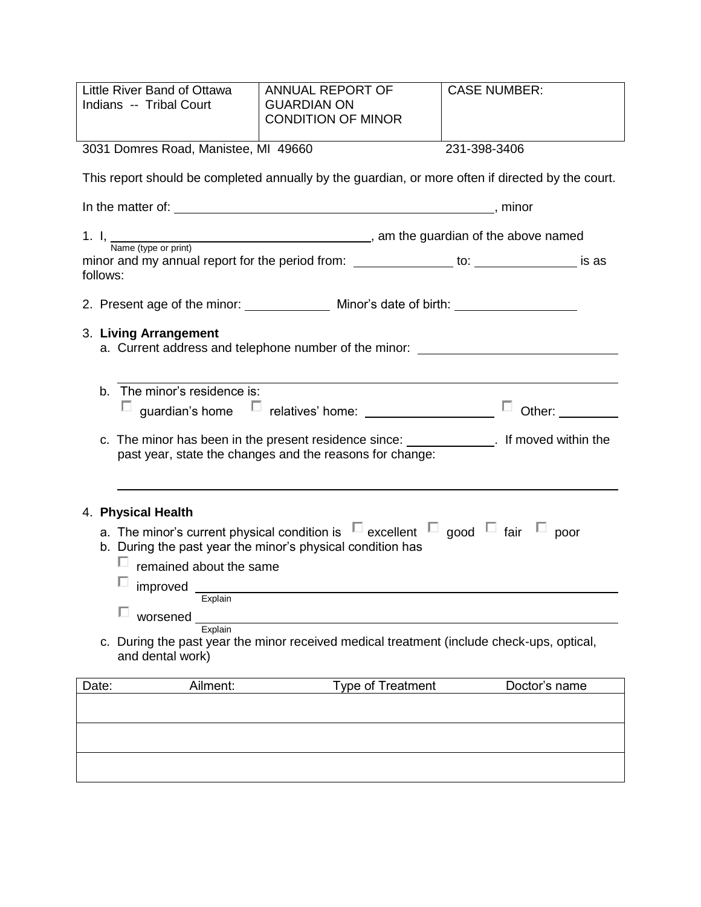| Little River Band of Ottawa Indians -- Tribal Court | ANNUAL REPORT OF GUARDIAN ON CONDITION OF MINOR | CASE NUMBER: |
|---|---|---|

3031 Domres Road, Manistee, MI 49660 231-398-3406

This report should be completed annually by the guardian, or more often if directed by the court.

In the matter of: ______________________________________________, minor

1. I, ________________________________________, am the guardian of the above named
   Name (type or print)
minor and my annual report for the period from: ______________ to: ______________ is as follows:

2. Present age of the minor: ____________ Minor's date of birth: _________________

3. **Living Arrangement**
   a. Current address and telephone number of the minor: ____________________________

   ______________________________________________________________________________

   b. The minor's residence is:
      ☐ guardian's home ☐ relatives' home: __________________ ☐ Other: _________

   c. The minor has been in the present residence since: ____________. If moved within the past year, state the changes and the reasons for change:

   ______________________________________________________________________________

4. **Physical Health**
   a. The minor's current physical condition is ☐ excellent ☐ good ☐ fair ☐ poor
   b. During the past year the minor's physical condition has
      ☐ remained about the same
      ☐ improved ____________________________________________________________
      Explain
      ☐ worsened ____________________________________________________________
      Explain
   c. During the past year the minor received medical treatment (include check-ups, optical, and dental work)

| Date: | Ailment: | Type of Treatment | Doctor's name |
|---|---|---|---|
| | | | |
| | | | |
| | | | |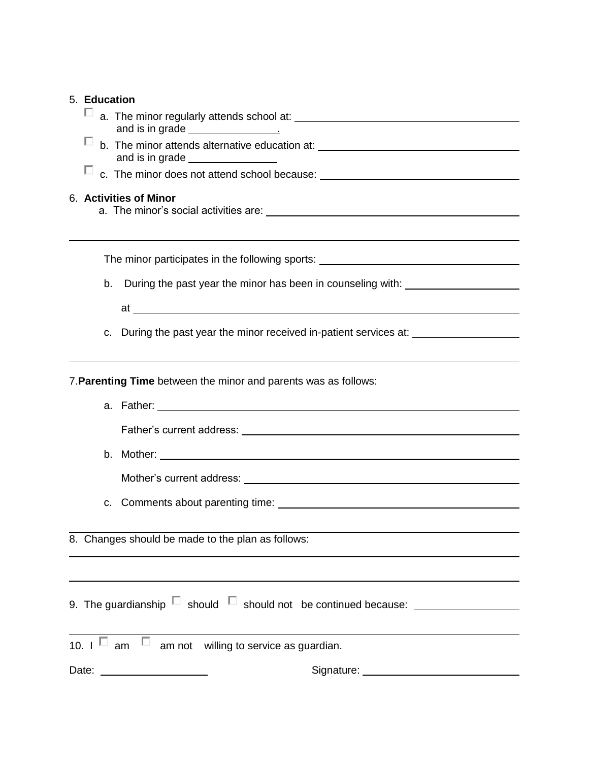5. **Education**

☐ a. The minor regularly attends school at: ______________________________ and is in grade ____________.

☐ b. The minor attends alternative education at: ______________________________ and is in grade ____________

☐ c. The minor does not attend school because: ______________________________

6. **Activities of Minor**

a. The minor's social activities are: ______________________________

______________________________________________________________

The minor participates in the following sports: ______________________________

b. During the past year the minor has been in counseling with: ______________________________

at ______________________________________________________________

c. During the past year the minor received in-patient services at: ______________________________

______________________________________________________________

7. **Parenting Time** between the minor and parents was as follows:

a. Father: ______________________________________________________________

Father's current address: ______________________________

b. Mother: ______________________________________________________________

Mother's current address: ______________________________

c. Comments about parenting time: ______________________________

______________________________________________________________

8. Changes should be made to the plan as follows:

______________________________________________________________

______________________________________________________________

9. The guardianship ☐ should ☐ should not be continued because: ______________________________

______________________________________________________________

10. I ☐ am ☐ am not willing to service as guardian.

Date: ____________________ Signature: ______________________________